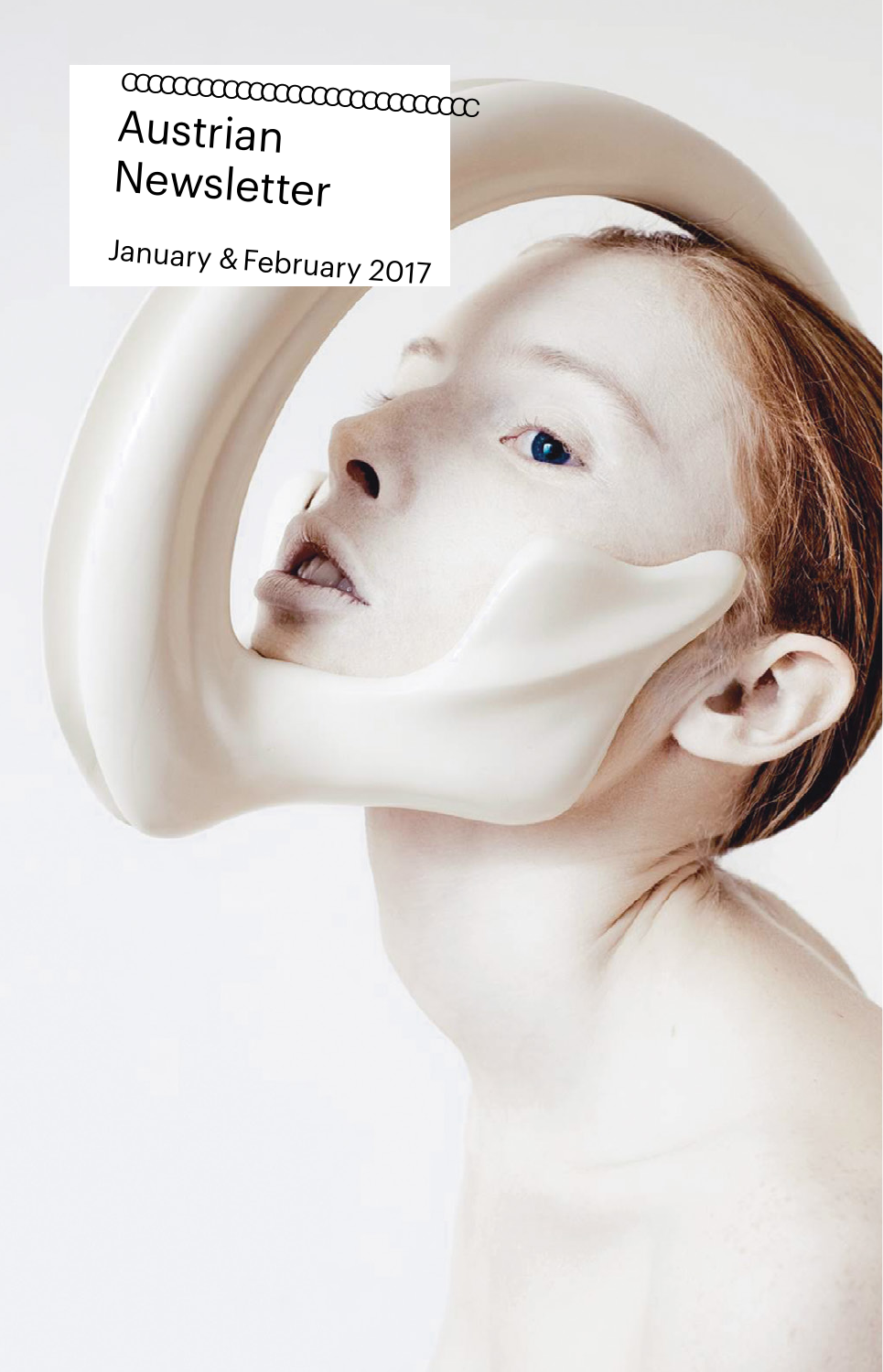# Austrian Newsletter

January & February 2017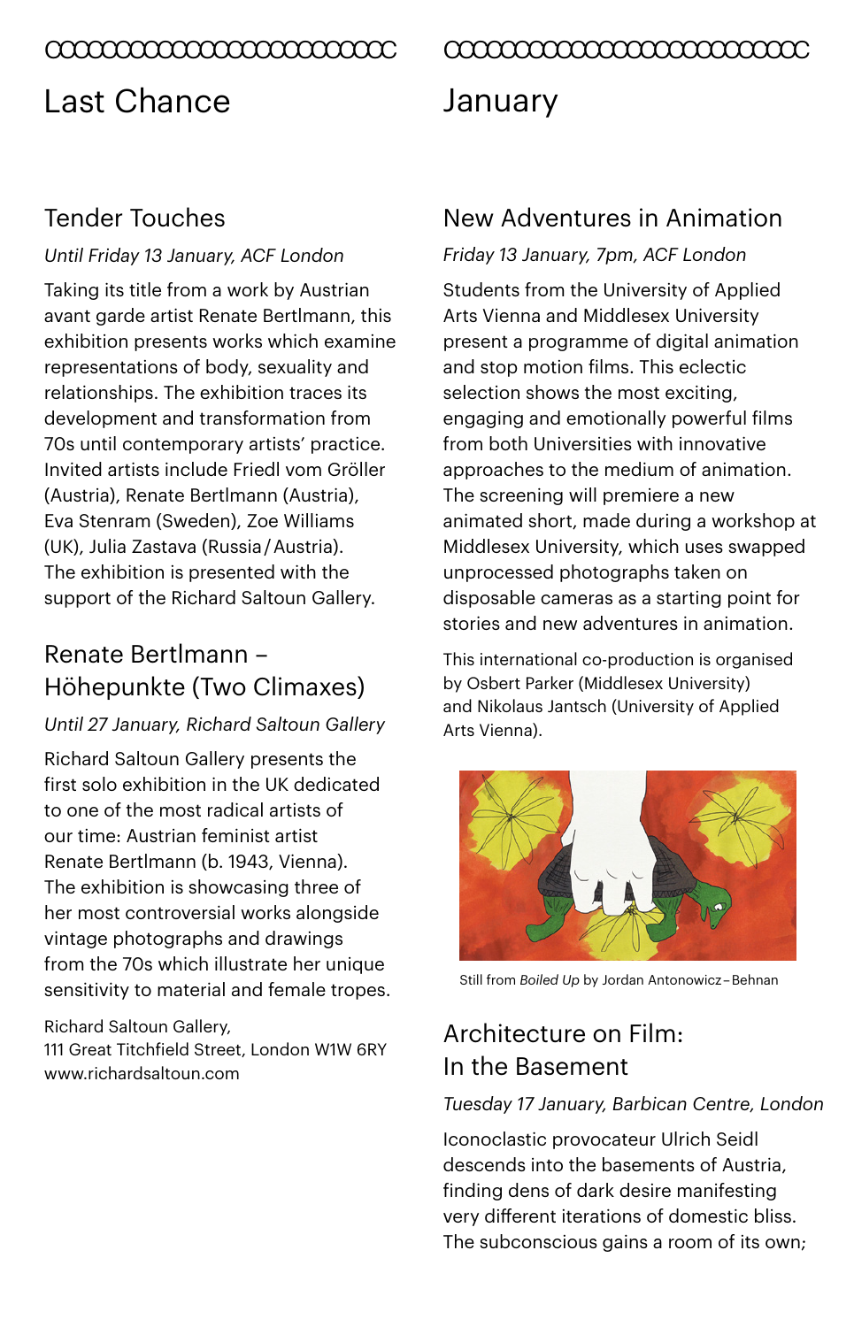## Last Chance

### Tender Touches

*Until Friday 13 January, ACF London*

Taking its title from a work by Austrian avant garde artist Renate Bertlmann, this exhibition presents works which examine representations of body, sexuality and relationships. The exhibition traces its development and transformation from 70s until contemporary artists' practice. Invited artists include Friedl vom Gröller (Austria), Renate Bertlmann (Austria), Eva Stenram (Sweden), Zoe Williams (UK), Julia Zastava (Russia / Austria). The exhibition is presented with the support of the Richard Saltoun Gallery.

### Renate Bertlmann – Höhepunkte (Two Climaxes)

*Until 27 January, Richard Saltoun Gallery*

Richard Saltoun Gallery presents the first solo exhibition in the UK dedicated to one of the most radical artists of our time: Austrian feminist artist Renate Bertlmann (b. 1943, Vienna). The exhibition is showcasing three of her most controversial works alongside vintage photographs and drawings from the 70s which illustrate her unique sensitivity to material and female tropes.

Richard Saltoun Gallery,
111 Great Titchfield Street, London W1W 6RY
www.richardsaltoun.com

## January

### New Adventures in Animation

*Friday 13 January, 7pm, ACF London*

Students from the University of Applied Arts Vienna and Middlesex University present a programme of digital animation and stop motion films. This eclectic selection shows the most exciting, engaging and emotionally powerful films from both Universities with innovative approaches to the medium of animation. The screening will premiere a new animated short, made during a workshop at Middlesex University, which uses swapped unprocessed photographs taken on disposable cameras as a starting point for stories and new adventures in animation.

This international co-production is organised by Osbert Parker (Middlesex University) and Nikolaus Jantsch (University of Applied Arts Vienna).

Still from *Boiled Up* by Jordan Antonowicz – Behnan

### Architecture on Film: In the Basement

*Tuesday 17 January, Barbican Centre, London*

Iconoclastic provocateur Ulrich Seidl descends into the basements of Austria, finding dens of dark desire manifesting very different iterations of domestic bliss. The subconscious gains a room of its own;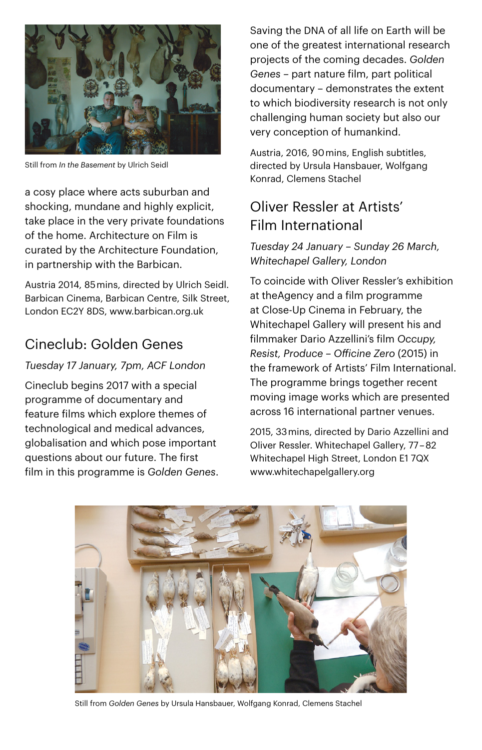Still from *In the Basement* by Ulrich Seidl

a cosy place where acts suburban and shocking, mundane and highly explicit, take place in the very private foundations of the home. Architecture on Film is curated by the Architecture Foundation, in partnership with the Barbican.

Austria 2014, 85 mins, directed by Ulrich Seidl. Barbican Cinema, Barbican Centre, Silk Street, London EC2Y 8DS, www.barbican.org.uk

## Cineclub: Golden Genes

*Tuesday 17 January, 7pm, ACF London*

Cineclub begins 2017 with a special programme of documentary and feature films which explore themes of technological and medical advances, globalisation and which pose important questions about our future. The first film in this programme is *Golden Genes*. Saving the DNA of all life on Earth will be one of the greatest international research projects of the coming decades. *Golden Genes* – part nature film, part political documentary – demonstrates the extent to which biodiversity research is not only challenging human society but also our very conception of humankind.

Austria, 2016, 90 mins, English subtitles, directed by Ursula Hansbauer, Wolfgang Konrad, Clemens Stachel

## Oliver Ressler at Artists' Film International

*Tuesday 24 January – Sunday 26 March, Whitechapel Gallery, London*

To coincide with Oliver Ressler's exhibition at theAgency and a film programme at Close-Up Cinema in February, the Whitechapel Gallery will present his and filmmaker Dario Azzellini's film *Occupy, Resist, Produce – Officine Zero* (2015) in the framework of Artists' Film International. The programme brings together recent moving image works which are presented across 16 international partner venues.

2015, 33 mins, directed by Dario Azzellini and Oliver Ressler. Whitechapel Gallery, 77–82 Whitechapel High Street, London E1 7QX www.whitechapelgallery.org

Still from *Golden Genes* by Ursula Hansbauer, Wolfgang Konrad, Clemens Stachel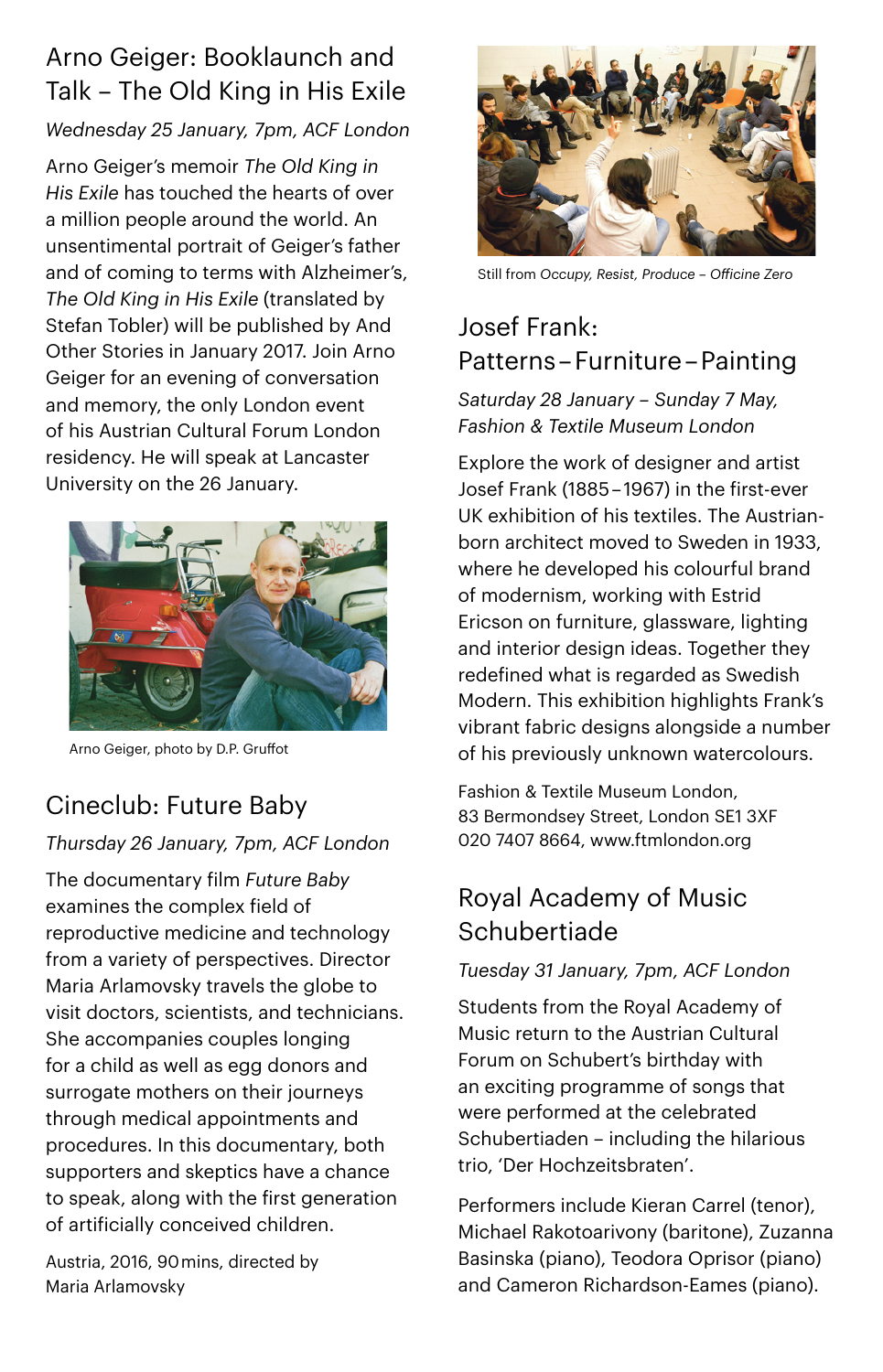## Arno Geiger: Booklaunch and Talk – The Old King in His Exile

*Wednesday 25 January, 7pm, ACF London*

Arno Geiger's memoir *The Old King in His Exile* has touched the hearts of over a million people around the world. An unsentimental portrait of Geiger's father and of coming to terms with Alzheimer's, *The Old King in His Exile* (translated by Stefan Tobler) will be published by And Other Stories in January 2017. Join Arno Geiger for an evening of conversation and memory, the only London event of his Austrian Cultural Forum London residency. He will speak at Lancaster University on the 26 January.

Arno Geiger, photo by D.P. Gruffot

## Cineclub: Future Baby

*Thursday 26 January, 7pm, ACF London*

The documentary film *Future Baby* examines the complex field of reproductive medicine and technology from a variety of perspectives. Director Maria Arlamovsky travels the globe to visit doctors, scientists, and technicians. She accompanies couples longing for a child as well as egg donors and surrogate mothers on their journeys through medical appointments and procedures. In this documentary, both supporters and skeptics have a chance to speak, along with the first generation of artificially conceived children.

Austria, 2016, 90 mins, directed by Maria Arlamovsky

Still from *Occupy, Resist, Produce – Officine Zero*

## Josef Frank: Patterns – Furniture – Painting

*Saturday 28 January – Sunday 7 May, Fashion & Textile Museum London*

Explore the work of designer and artist Josef Frank (1885 – 1967) in the first-ever UK exhibition of his textiles. The Austrian-born architect moved to Sweden in 1933, where he developed his colourful brand of modernism, working with Estrid Ericson on furniture, glassware, lighting and interior design ideas. Together they redefined what is regarded as Swedish Modern. This exhibition highlights Frank's vibrant fabric designs alongside a number of his previously unknown watercolours.

Fashion & Textile Museum London,
83 Bermondsey Street, London SE1 3XF
020 7407 8664, www.ftmlondon.org

## Royal Academy of Music Schubertiade

*Tuesday 31 January, 7pm, ACF London*

Students from the Royal Academy of Music return to the Austrian Cultural Forum on Schubert's birthday with an exciting programme of songs that were performed at the celebrated Schubertiaden – including the hilarious trio, 'Der Hochzeitsbraten'.

Performers include Kieran Carrel (tenor), Michael Rakotoarivony (baritone), Zuzanna Basinska (piano), Teodora Oprisor (piano) and Cameron Richardson-Eames (piano).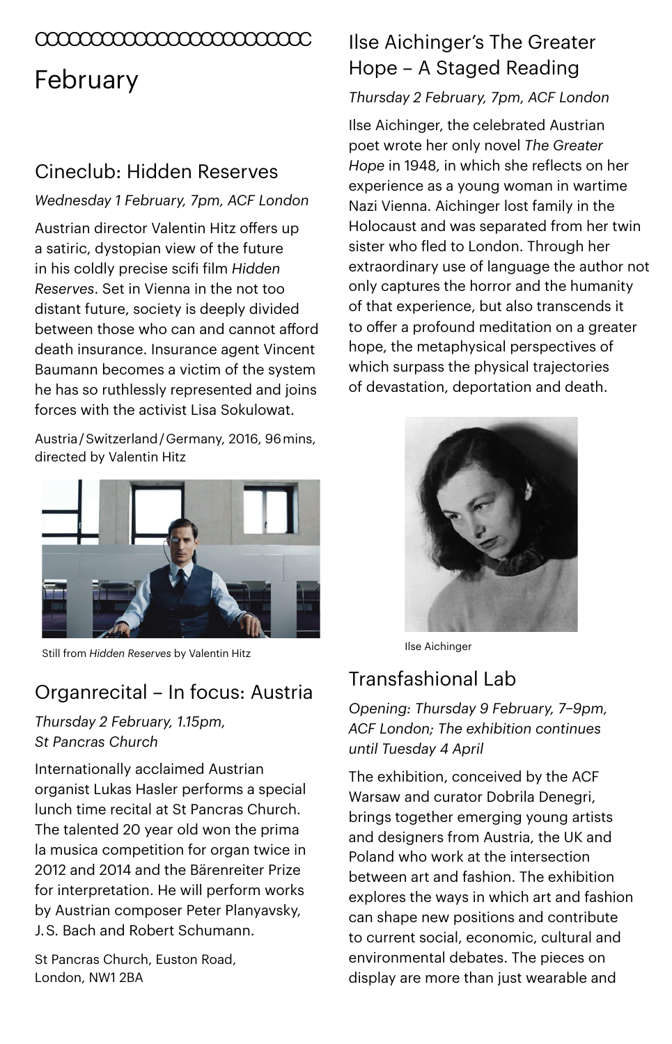# February

## Cineclub: Hidden Reserves

*Wednesday 1 February, 7pm, ACF London*

Austrian director Valentin Hitz offers up a satiric, dystopian view of the future in his coldly precise scifi film *Hidden Reserves*. Set in Vienna in the not too distant future, society is deeply divided between those who can and cannot afford death insurance. Insurance agent Vincent Baumann becomes a victim of the system he has so ruthlessly represented and joins forces with the activist Lisa Sokulowat.

Austria / Switzerland / Germany, 2016, 96 mins, directed by Valentin Hitz

Still from *Hidden Reserves* by Valentin Hitz

## Organrecital – In focus: Austria

*Thursday 2 February, 1.15pm, St Pancras Church*

Internationally acclaimed Austrian organist Lukas Hasler performs a special lunch time recital at St Pancras Church. The talented 20 year old won the prima la musica competition for organ twice in 2012 and 2014 and the Bärenreiter Prize for interpretation. He will perform works by Austrian composer Peter Planyavsky, J.S. Bach and Robert Schumann.

St Pancras Church, Euston Road, London, NW1 2BA

## Ilse Aichinger's The Greater Hope – A Staged Reading

*Thursday 2 February, 7pm, ACF London*

Ilse Aichinger, the celebrated Austrian poet wrote her only novel *The Greater Hope* in 1948, in which she reflects on her experience as a young woman in wartime Nazi Vienna. Aichinger lost family in the Holocaust and was separated from her twin sister who fled to London. Through her extraordinary use of language the author not only captures the horror and the humanity of that experience, but also transcends it to offer a profound meditation on a greater hope, the metaphysical perspectives of which surpass the physical trajectories of devastation, deportation and death.

Ilse Aichinger

## Transfashional Lab

*Opening: Thursday 9 February, 7–9pm, ACF London; The exhibition continues until Tuesday 4 April*

The exhibition, conceived by the ACF Warsaw and curator Dobrila Denegri, brings together emerging young artists and designers from Austria, the UK and Poland who work at the intersection between art and fashion. The exhibition explores the ways in which art and fashion can shape new positions and contribute to current social, economic, cultural and environmental debates. The pieces on display are more than just wearable and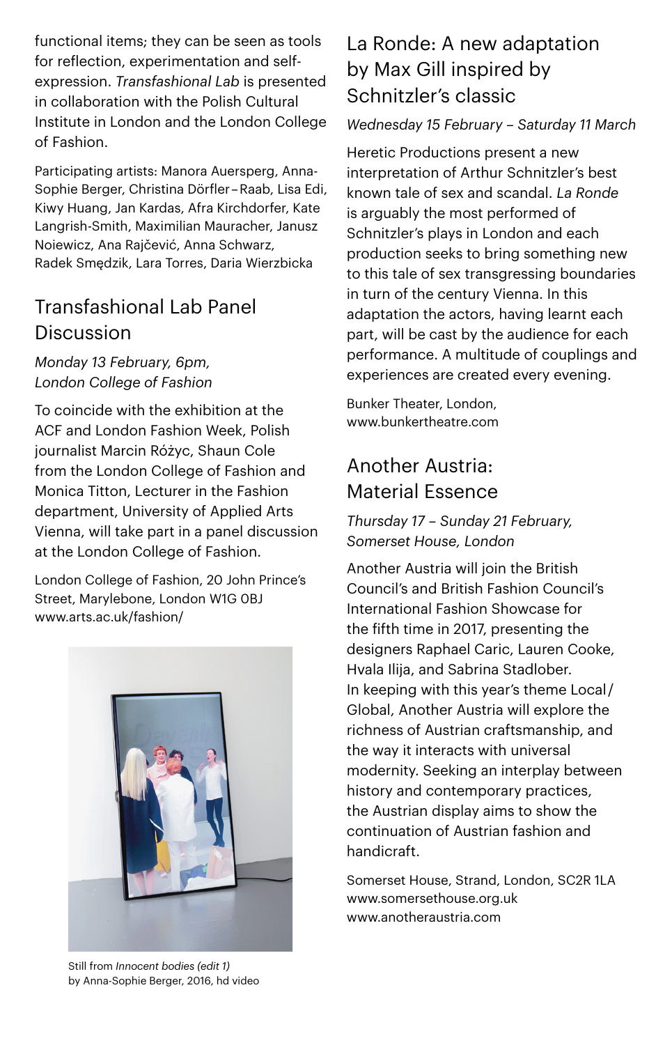functional items; they can be seen as tools for reflection, experimentation and self-expression. *Transfashional Lab* is presented in collaboration with the Polish Cultural Institute in London and the London College of Fashion.

Participating artists: Manora Auersperg, Anna-Sophie Berger, Christina Dörfler – Raab, Lisa Edi, Kiwy Huang, Jan Kardas, Afra Kirchdorfer, Kate Langrish-Smith, Maximilian Mauracher, Janusz Noiewicz, Ana Rajčević, Anna Schwarz, Radek Smędzik, Lara Torres, Daria Wierzbicka

## Transfashional Lab Panel Discussion

*Monday 13 February, 6pm, London College of Fashion*

To coincide with the exhibition at the ACF and London Fashion Week, Polish journalist Marcin Różyc, Shaun Cole from the London College of Fashion and Monica Titton, Lecturer in the Fashion department, University of Applied Arts Vienna, will take part in a panel discussion at the London College of Fashion.

London College of Fashion, 20 John Prince's Street, Marylebone, London W1G 0BJ
www.arts.ac.uk/fashion/

Still from *Innocent bodies (edit 1)* by Anna-Sophie Berger, 2016, hd video

## La Ronde: A new adaptation by Max Gill inspired by Schnitzler's classic

*Wednesday 15 February – Saturday 11 March*

Heretic Productions present a new interpretation of Arthur Schnitzler's best known tale of sex and scandal. *La Ronde* is arguably the most performed of Schnitzler's plays in London and each production seeks to bring something new to this tale of sex transgressing boundaries in turn of the century Vienna. In this adaptation the actors, having learnt each part, will be cast by the audience for each performance. A multitude of couplings and experiences are created every evening.

Bunker Theater, London,
www.bunkertheatre.com

## Another Austria: Material Essence

*Thursday 17 – Sunday 21 February, Somerset House, London*

Another Austria will join the British Council's and British Fashion Council's International Fashion Showcase for the fifth time in 2017, presenting the designers Raphael Caric, Lauren Cooke, Hvala Ilija, and Sabrina Stadlober. In keeping with this year's theme Local / Global, Another Austria will explore the richness of Austrian craftsmanship, and the way it interacts with universal modernity. Seeking an interplay between history and contemporary practices, the Austrian display aims to show the continuation of Austrian fashion and handicraft.

Somerset House, Strand, London, SC2R 1LA
www.somersethouse.org.uk
www.anotheraustria.com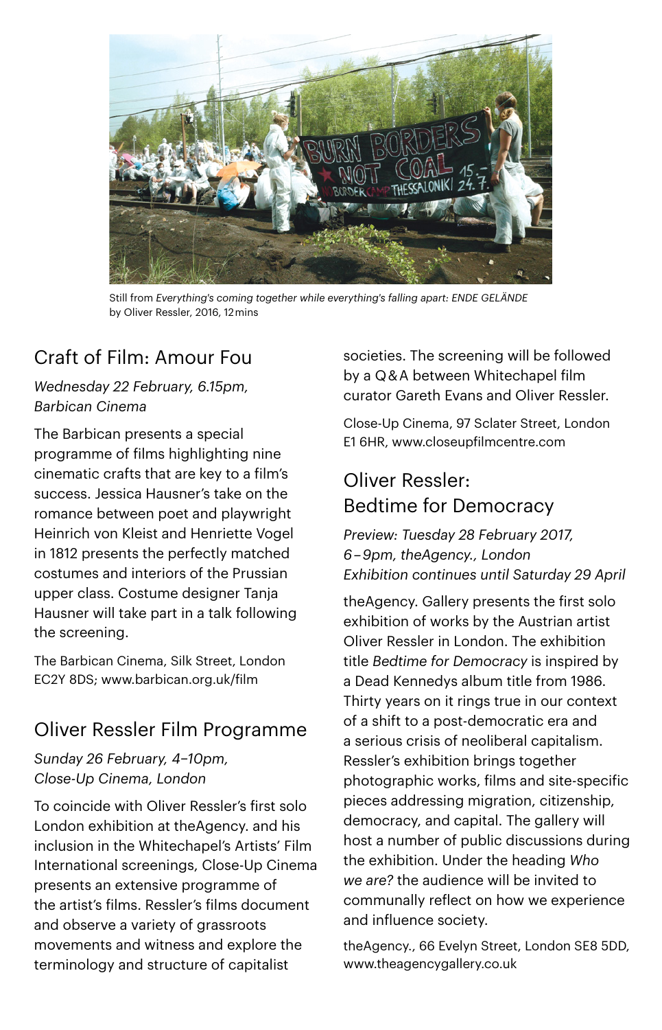Still from *Everything's coming together while everything's falling apart: ENDE GELÄNDE* by Oliver Ressler, 2016, 12 mins

## Craft of Film: Amour Fou

*Wednesday 22 February, 6.15pm, Barbican Cinema*

The Barbican presents a special programme of films highlighting nine cinematic crafts that are key to a film's success. Jessica Hausner's take on the romance between poet and playwright Heinrich von Kleist and Henriette Vogel in 1812 presents the perfectly matched costumes and interiors of the Prussian upper class. Costume designer Tanja Hausner will take part in a talk following the screening.

The Barbican Cinema, Silk Street, London EC2Y 8DS; www.barbican.org.uk/film

## Oliver Ressler Film Programme

*Sunday 26 February, 4–10pm, Close-Up Cinema, London*

To coincide with Oliver Ressler's first solo London exhibition at theAgency. and his inclusion in the Whitechapel's Artists' Film International screenings, Close-Up Cinema presents an extensive programme of the artist's films. Ressler's films document and observe a variety of grassroots movements and witness and explore the terminology and structure of capitalist societies. The screening will be followed by a Q&A between Whitechapel film curator Gareth Evans and Oliver Ressler.

Close-Up Cinema, 97 Sclater Street, London E1 6HR, www.closeupfilmcentre.com

## Oliver Ressler: Bedtime for Democracy

*Preview: Tuesday 28 February 2017, 6–9pm, theAgency., London*
*Exhibition continues until Saturday 29 April*

theAgency. Gallery presents the first solo exhibition of works by the Austrian artist Oliver Ressler in London. The exhibition title *Bedtime for Democracy* is inspired by a Dead Kennedys album title from 1986. Thirty years on it rings true in our context of a shift to a post-democratic era and a serious crisis of neoliberal capitalism. Ressler's exhibition brings together photographic works, films and site-specific pieces addressing migration, citizenship, democracy, and capital. The gallery will host a number of public discussions during the exhibition. Under the heading *Who we are?* the audience will be invited to communally reflect on how we experience and influence society.

theAgency., 66 Evelyn Street, London SE8 5DD, www.theagencygallery.co.uk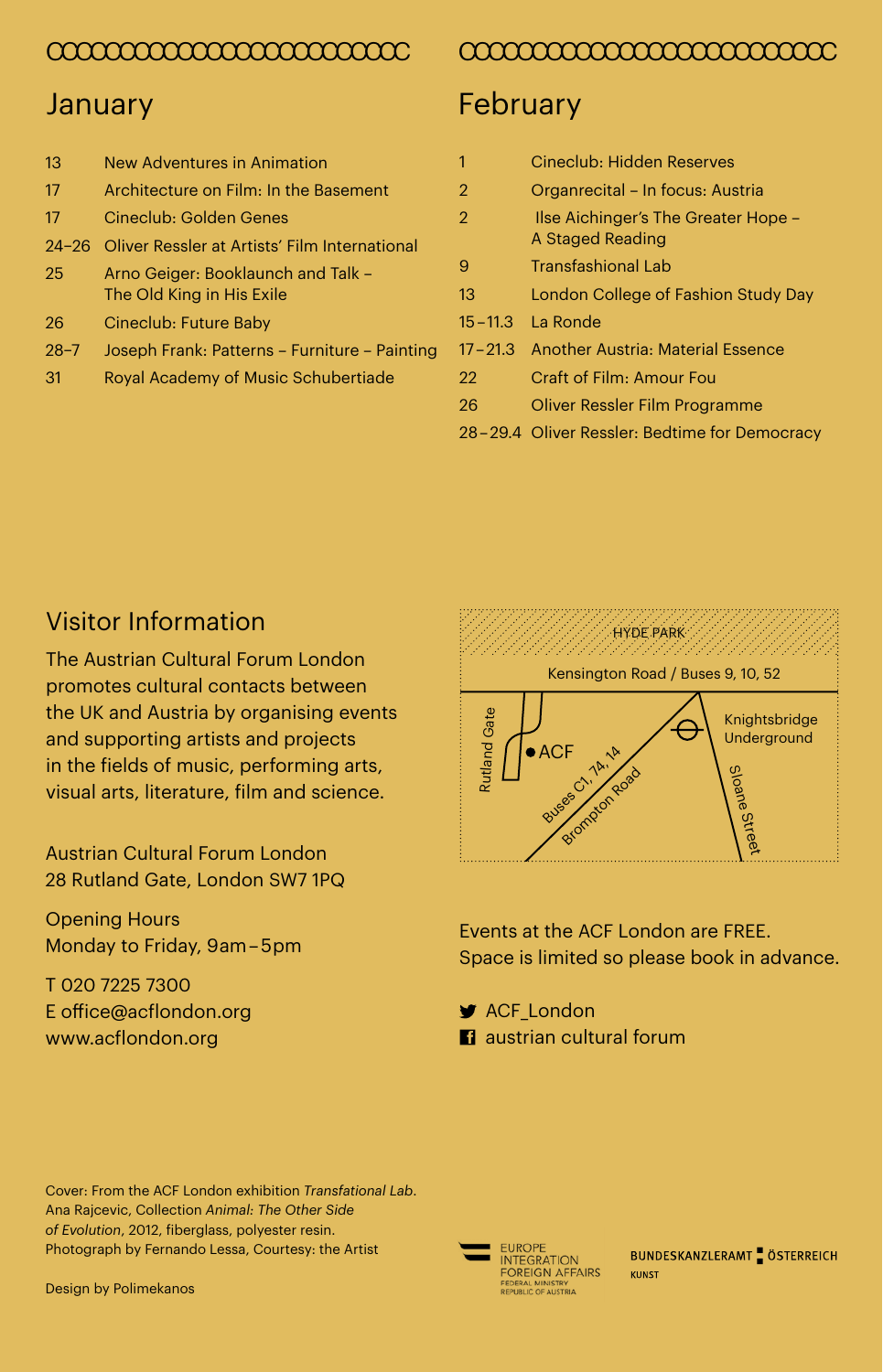## January

| | |
|---|---|
| 13 | New Adventures in Animation |
| 17 | Architecture on Film: In the Basement |
| 17 | Cineclub: Golden Genes |
| 24–26 | Oliver Ressler at Artists' Film International |
| 25 | Arno Geiger: Booklaunch and Talk – The Old King in His Exile |
| 26 | Cineclub: Future Baby |
| 28–7 | Joseph Frank: Patterns – Furniture – Painting |
| 31 | Royal Academy of Music Schubertiade |

## February

| | |
|---|---|
| 1 | Cineclub: Hidden Reserves |
| 2 | Organrecital – In focus: Austria |
| 2 | Ilse Aichinger's The Greater Hope – A Staged Reading |
| 9 | Transfashional Lab |
| 13 | London College of Fashion Study Day |
| 15–11.3 | La Ronde |
| 17–21.3 | Another Austria: Material Essence |
| 22 | Craft of Film: Amour Fou |
| 26 | Oliver Ressler Film Programme |
| 28–29.4 | Oliver Ressler: Bedtime for Democracy |

## Visitor Information

The Austrian Cultural Forum London promotes cultural contacts between the UK and Austria by organising events and supporting artists and projects in the fields of music, performing arts, visual arts, literature, film and science.

Austrian Cultural Forum London
28 Rutland Gate, London SW7 1PQ

Opening Hours
Monday to Friday, 9am–5pm

T 020 7225 7300
E office@acflondon.org
www.acflondon.org

HYDE PARK
Kensington Road / Buses 9, 10, 52
Rutland Gate
ACF
Buses C1, 74, 14
Brompton Road
Knightsbridge Underground
Sloane Street

Events at the ACF London are FREE.
Space is limited so please book in advance.

ACF_London
austrian cultural forum

Cover: From the ACF London exhibition *Transfational Lab*. Ana Rajcevic, Collection *Animal: The Other Side of Evolution*, 2012, fiberglass, polyester resin. Photograph by Fernando Lessa, Courtesy: the Artist

Design by Polimekanos

EUROPE INTEGRATION FOREIGN AFFAIRS
FEDERAL MINISTRY REPUBLIC OF AUSTRIA

BUNDESKANZLERAMT ÖSTERREICH
KUNST